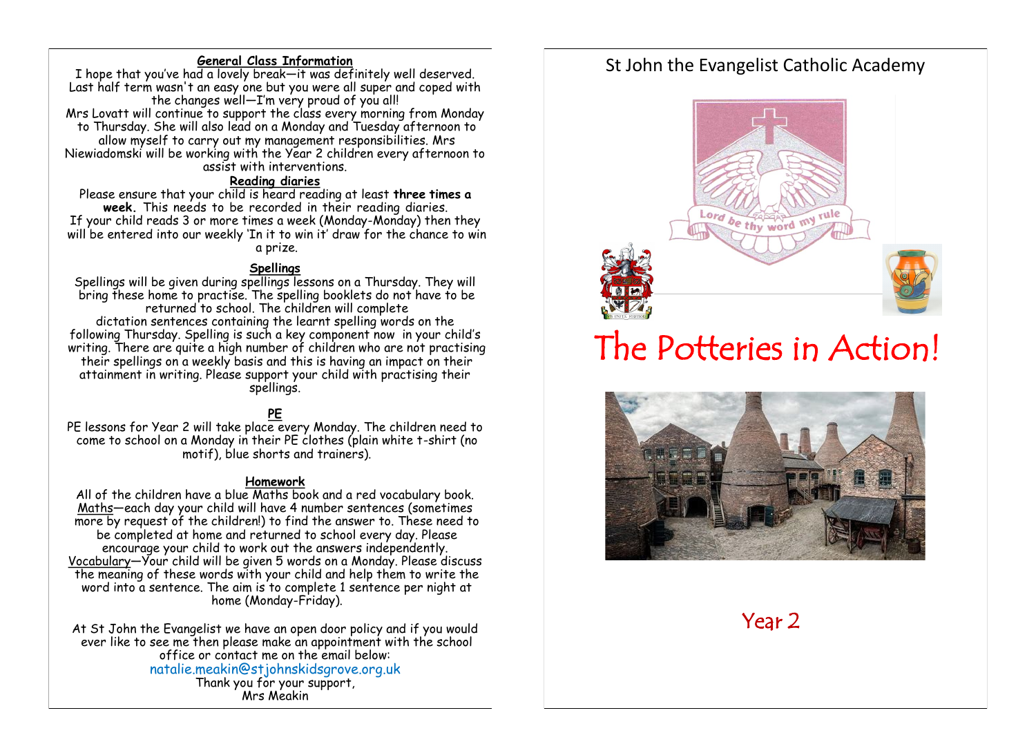## General Class Information

I hope that you've had a lovely break—it was definitely well deserved. Last half term wasn't an easy one but you were all super and coped with the changes well—I'm very proud of you all!

Mrs Lovatt will continue to support the class every morning from Monday to Thursday. She will also lead on a Monday and Tuesday afternoon to allow myself to carry out my management responsibilities. Mrs Niewiadomski will be working with the Year 2 children every afternoon to assist with interventions.

## Reading diaries

Please ensure that your child is heard reading at least **three times a week.** This needs to be recorded in their reading diaries.

If your child reads 3 or more times a week (Monday-Monday) then they will be entered into our weekly 'In it to win it' draw for the chance to win a prize.

## Spellings

Spellings will be given during spellings lessons on a Thursday. They will bring these home to practise. The spelling booklets do not have to be returned to school. The children will complete dictation sentences containing the learnt spelling words on the following Thursday. Spelling is such a key component now in your child's writing. There are quite a high number of children who are not practising their spellings on a weekly basis and this is having an impact on their attainment in writing. Please support your child with practising their spellings.

## PE

PE lessons for Year 2 will take place every Monday. The children need to come to school on a Monday in their PE clothes (plain white t-shirt (no motif), blue shorts and trainers).

## Homework

All of the children have a blue Maths book and a red vocabulary book.

Maths—each day your child will have 4 number sentences (sometimes more by request of the children!) to find the answer to. These need to be completed at home and returned to school every day. Please encourage your child to work out the answers independently.

Vocabulary—Your child will be given 5 words on a Monday. Please discuss the meaning of these words with your child and help them to write the word into a sentence. The aim is to complete 1 sentence per night at home (Monday-Friday).

At St John the Evangelist we have an open door policy and if you would ever like to see me then please make an appointment with the school office or contact me on the email below:

natalie.meakin@stjohnskidsgrove.org.uk

Thank you for your support,

Mrs Meakin

St John the Evangelist Catholic Academy

Lord be thy word my rule

# The Potteries in Action!

## Year 2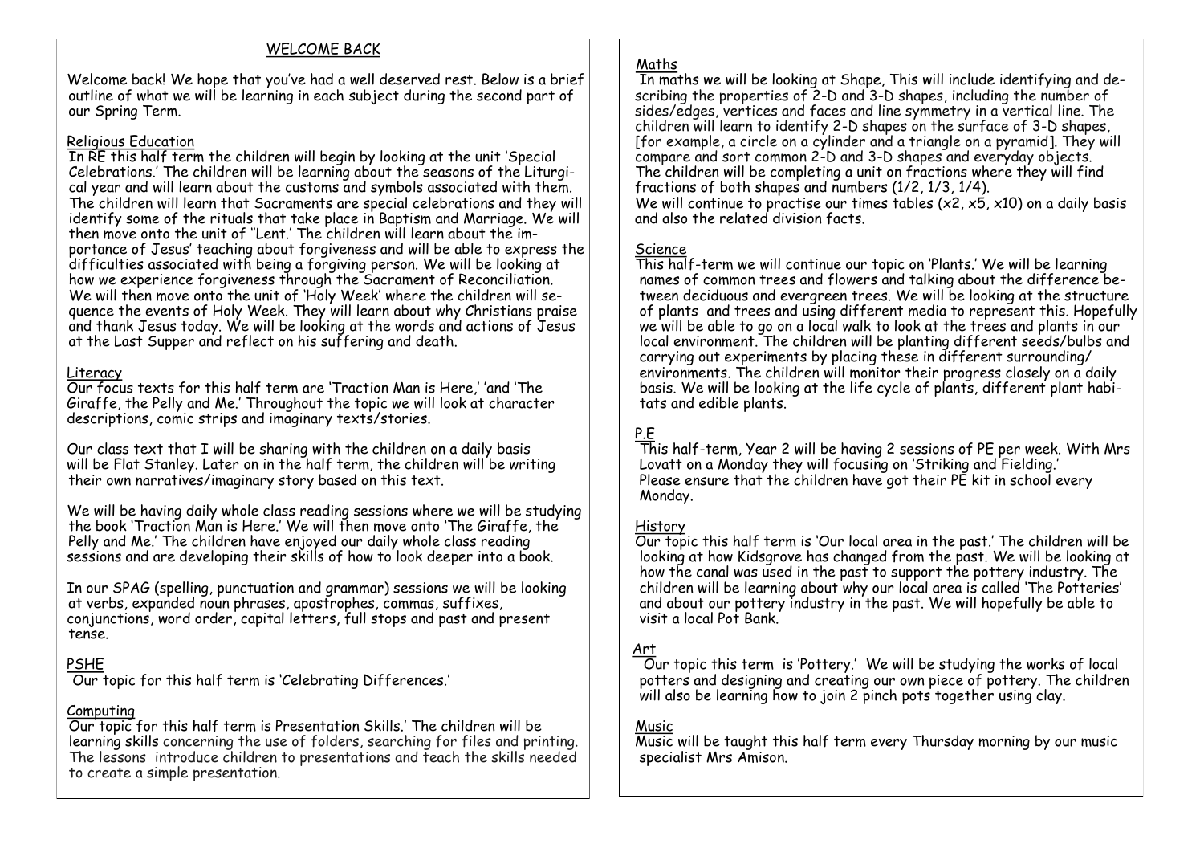# WELCOME BACK

Welcome back! We hope that you've had a well deserved rest. Below is a brief outline of what we will be learning in each subject during the second part of our Spring Term.

## Religious Education

In RE this half term the children will begin by looking at the unit 'Special Celebrations.' The children will be learning about the seasons of the Liturgical year and will learn about the customs and symbols associated with them. The children will learn that Sacraments are special celebrations and they will identify some of the rituals that take place in Baptism and Marriage. We will then move onto the unit of ''Lent.' The children will learn about the importance of Jesus' teaching about forgiveness and will be able to express the difficulties associated with being a forgiving person. We will be looking at how we experience forgiveness through the Sacrament of Reconciliation. We will then move onto the unit of 'Holy Week' where the children will sequence the events of Holy Week. They will learn about why Christians praise and thank Jesus today. We will be looking at the words and actions of Jesus at the Last Supper and reflect on his suffering and death.

## Literacy

Our focus texts for this half term are 'Traction Man is Here,' 'and 'The Giraffe, the Pelly and Me.' Throughout the topic we will look at character descriptions, comic strips and imaginary texts/stories.

Our class text that I will be sharing with the children on a daily basis will be Flat Stanley. Later on in the half term, the children will be writing their own narratives/imaginary story based on this text.

We will be having daily whole class reading sessions where we will be studying the book 'Traction Man is Here.' We will then move onto 'The Giraffe, the Pelly and Me.' The children have enjoyed our daily whole class reading sessions and are developing their skills of how to look deeper into a book.

In our SPAG (spelling, punctuation and grammar) sessions we will be looking at verbs, expanded noun phrases, apostrophes, commas, suffixes, conjunctions, word order, capital letters, full stops and past and present tense.

## PSHE

Our topic for this half term is 'Celebrating Differences.'

## Computing

Our topic for this half term is Presentation Skills.' The children will be learning skills concerning the use of folders, searching for files and printing. The lessons introduce children to presentations and teach the skills needed to create a simple presentation.

## Maths

In maths we will be looking at Shape, This will include identifying and describing the properties of 2-D and 3-D shapes, including the number of sides/edges, vertices and faces and line symmetry in a vertical line. The children will learn to identify 2-D shapes on the surface of 3-D shapes, [for example, a circle on a cylinder and a triangle on a pyramid]. They will compare and sort common 2-D and 3-D shapes and everyday objects. The children will be completing a unit on fractions where they will find fractions of both shapes and numbers (1/2, 1/3, 1/4).
We will continue to practise our times tables (x2, x5, x10) on a daily basis and also the related division facts.

## Science

This half-term we will continue our topic on 'Plants.' We will be learning names of common trees and flowers and talking about the difference between deciduous and evergreen trees. We will be looking at the structure of plants and trees and using different media to represent this. Hopefully we will be able to go on a local walk to look at the trees and plants in our local environment. The children will be planting different seeds/bulbs and carrying out experiments by placing these in different surrounding/ environments. The children will monitor their progress closely on a daily basis. We will be looking at the life cycle of plants, different plant habitats and edible plants.

## P.E

This half-term, Year 2 will be having 2 sessions of PE per week. With Mrs Lovatt on a Monday they will focusing on 'Striking and Fielding.'
Please ensure that the children have got their PE kit in school every Monday.

## History

Our topic this half term is 'Our local area in the past.' The children will be looking at how Kidsgrove has changed from the past. We will be looking at how the canal was used in the past to support the pottery industry. The children will be learning about why our local area is called 'The Potteries' and about our pottery industry in the past. We will hopefully be able to visit a local Pot Bank.

## Art

Our topic this term is 'Pottery.' We will be studying the works of local potters and designing and creating our own piece of pottery. The children will also be learning how to join 2 pinch pots together using clay.

## Music

Music will be taught this half term every Thursday morning by our music specialist Mrs Amison.